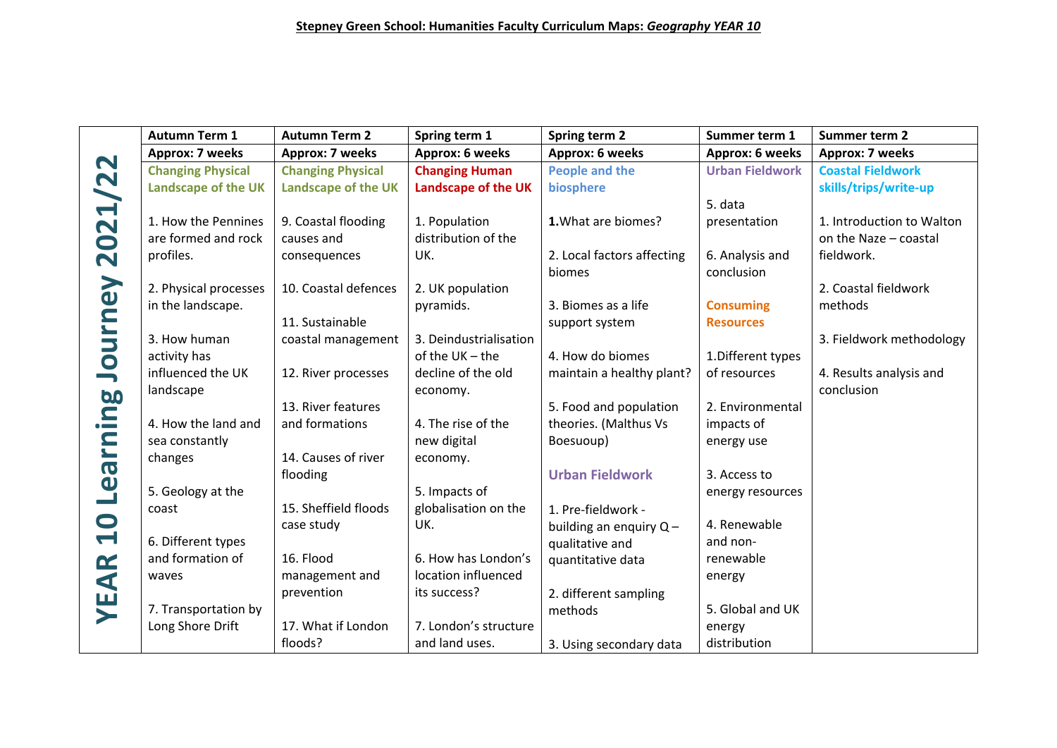**Stepney Green School: Humanities Faculty Curriculum Maps: *Geography YEAR 10***

| YEAR 10 Learning Journey 2021/22 | Autumn Term 1 | Autumn Term 2 | Spring term 1 | Spring term 2 | Summer term 1 | Summer term 2 |
|---|---|---|---|---|---|---|
| | **Approx: 7 weeks** | **Approx: 7 weeks** | **Approx: 6 weeks** | **Approx: 6 weeks** | **Approx: 6 weeks** | **Approx: 7 weeks** |
| | **Changing Physical Landscape of the UK**<br><br>1. How the Pennines are formed and rock profiles.<br><br>2. Physical processes in the landscape.<br><br>3. How human activity has influenced the UK landscape<br><br>4. How the land and sea constantly changes<br><br>5. Geology at the coast<br><br>6. Different types and formation of waves<br><br>7. Transportation by Long Shore Drift | **Changing Physical Landscape of the UK**<br><br>9. Coastal flooding causes and consequences<br><br>10. Coastal defences<br><br>11. Sustainable coastal management<br><br>12. River processes<br><br>13. River features and formations<br><br>14. Causes of river flooding<br><br>15. Sheffield floods case study<br><br>16. Flood management and prevention<br><br>17. What if London floods? | **Changing Human Landscape of the UK**<br><br>1. Population distribution of the UK.<br><br>2. UK population pyramids.<br><br>3. Deindustrialisation of the UK – the decline of the old economy.<br><br>4. The rise of the new digital economy.<br><br>5. Impacts of globalisation on the UK.<br><br>6. How has London's location influenced its success?<br><br>7. London's structure and land uses. | **People and the biosphere**<br><br>**1.**What are biomes?<br><br>2. Local factors affecting biomes<br><br>3. Biomes as a life support system<br><br>4. How do biomes maintain a healthy plant?<br><br>5. Food and population theories. (Malthus Vs Boesuoup)<br><br>**Urban Fieldwork**<br><br>1. Pre-fieldwork - building an enquiry Q – qualitative and quantitative data<br><br>2. different sampling methods<br><br>3. Using secondary data | **Urban Fieldwork**<br><br>5. data presentation<br><br>6. Analysis and conclusion<br><br>**Consuming Resources**<br><br>1.Different types of resources<br><br>2. Environmental impacts of energy use<br><br>3. Access to energy resources<br><br>4. Renewable and non-renewable energy<br><br>5. Global and UK energy distribution | **Coastal Fieldwork skills/trips/write-up**<br><br>1. Introduction to Walton on the Naze – coastal fieldwork.<br><br>2. Coastal fieldwork methods<br><br>3. Fieldwork methodology<br><br>4. Results analysis and conclusion |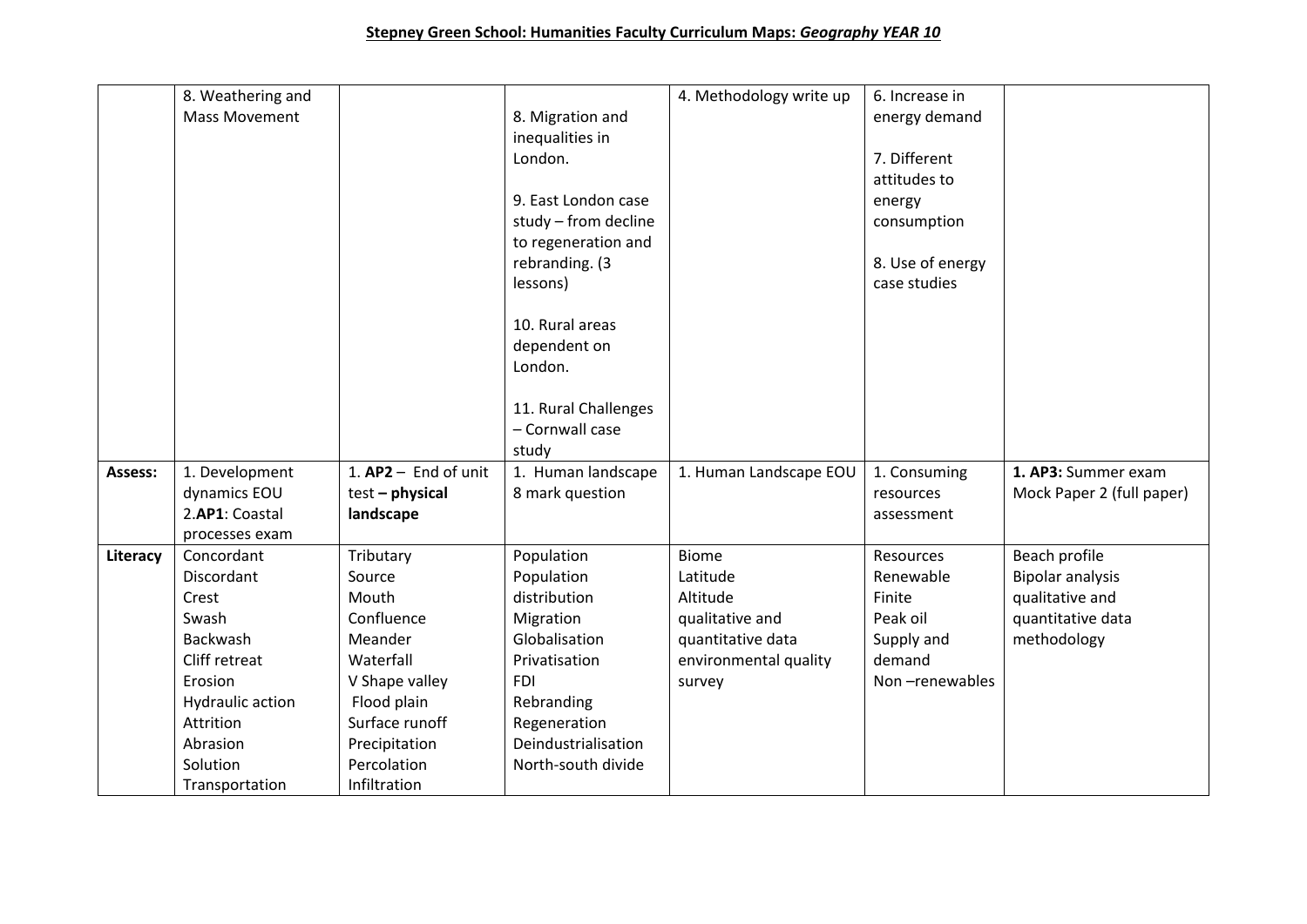**Stepney Green School: Humanities Faculty Curriculum Maps: *Geography YEAR 10***

| | | | | | | |
|---|---|---|---|---|---|---|
| | 8. Weathering and Mass Movement | | 8. Migration and inequalities in London.<br><br>9. East London case study – from decline to regeneration and rebranding. (3 lessons)<br><br>10. Rural areas dependent on London.<br><br>11. Rural Challenges – Cornwall case study | 4. Methodology write up | 6. Increase in energy demand<br><br>7. Different attitudes to energy consumption<br><br>8. Use of energy case studies | |
| **Assess:** | 1. Development dynamics EOU<br>2.**AP1**: Coastal processes exam | 1. **AP2** – End of unit test **– physical landscape** | 1. Human landscape 8 mark question | 1. Human Landscape EOU | 1. Consuming resources assessment | **1. AP3:** Summer exam Mock Paper 2 (full paper) |
| **Literacy** | Concordant<br>Discordant<br>Crest<br>Swash<br>Backwash<br>Cliff retreat<br>Erosion<br>Hydraulic action<br>Attrition<br>Abrasion<br>Solution<br>Transportation | Tributary<br>Source<br>Mouth<br>Confluence<br>Meander<br>Waterfall<br>V Shape valley<br>Flood plain<br>Surface runoff<br>Precipitation<br>Percolation<br>Infiltration | Population<br>Population distribution<br>Migration<br>Globalisation<br>Privatisation<br>FDI<br>Rebranding<br>Regeneration<br>Deindustrialisation<br>North-south divide | Biome<br>Latitude<br>Altitude<br>qualitative and quantitative data<br>environmental quality survey | Resources<br>Renewable<br>Finite<br>Peak oil<br>Supply and demand<br>Non –renewables | Beach profile<br>Bipolar analysis<br>qualitative and quantitative data<br>methodology |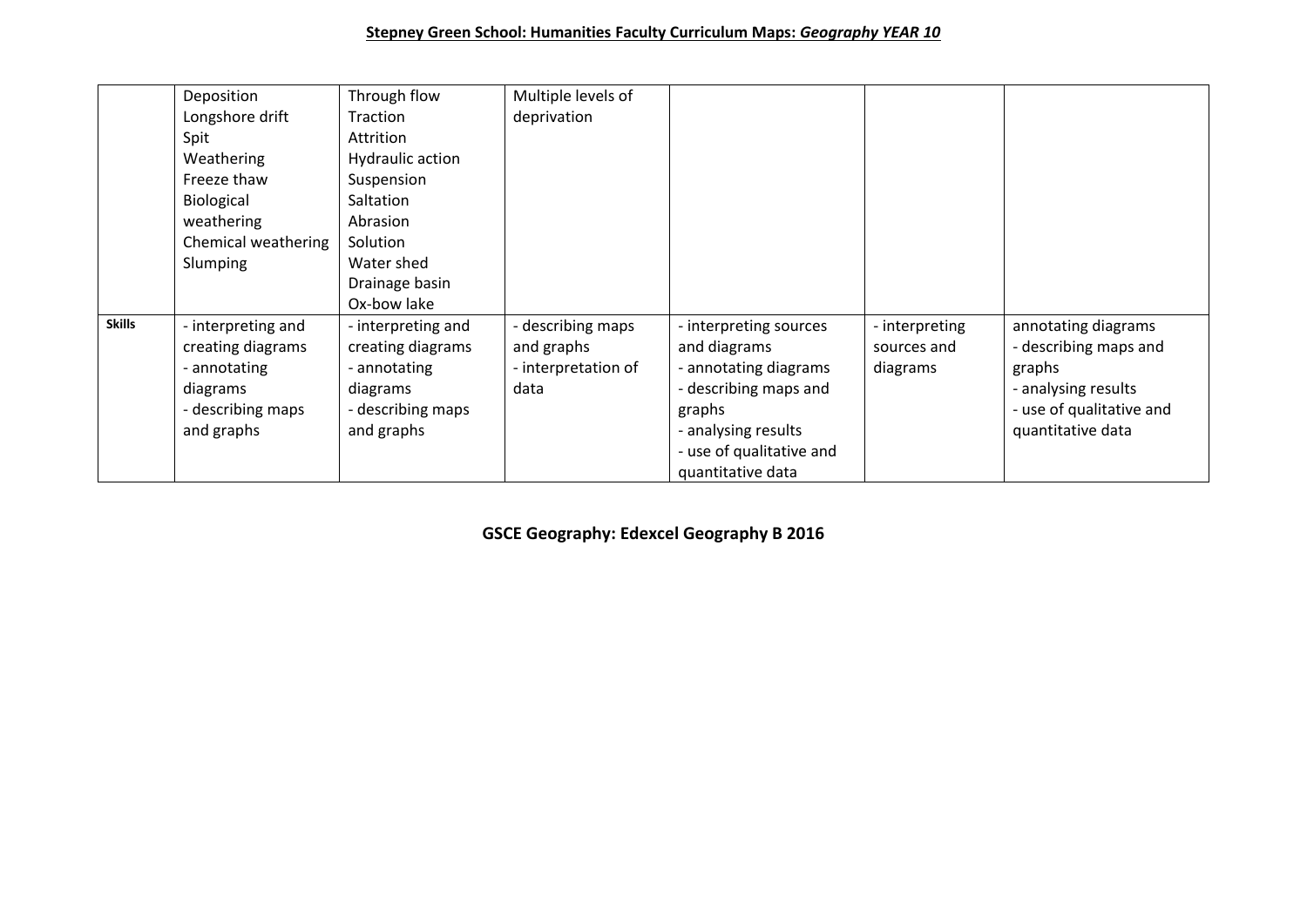**Stepney Green School: Humanities Faculty Curriculum Maps: *Geography YEAR 10***

| | | | | | | |
|---|---|---|---|---|---|---|
| | Deposition<br>Longshore drift<br>Spit<br>Weathering<br>Freeze thaw<br>Biological weathering<br>Chemical weathering<br>Slumping | Through flow<br>Traction<br>Attrition<br>Hydraulic action<br>Suspension<br>Saltation<br>Abrasion<br>Solution<br>Water shed<br>Drainage basin<br>Ox-bow lake | Multiple levels of deprivation | | | |
| **Skills** | - interpreting and creating diagrams<br>- annotating diagrams<br>- describing maps and graphs | - interpreting and creating diagrams<br>- annotating diagrams<br>- describing maps and graphs | - describing maps and graphs<br>- interpretation of data | - interpreting sources and diagrams<br>- annotating diagrams<br>- describing maps and graphs<br>- analysing results<br>- use of qualitative and quantitative data | - interpreting sources and diagrams | annotating diagrams<br>- describing maps and graphs<br>- analysing results<br>- use of qualitative and quantitative data |

**GSCE Geography: Edexcel Geography B 2016**